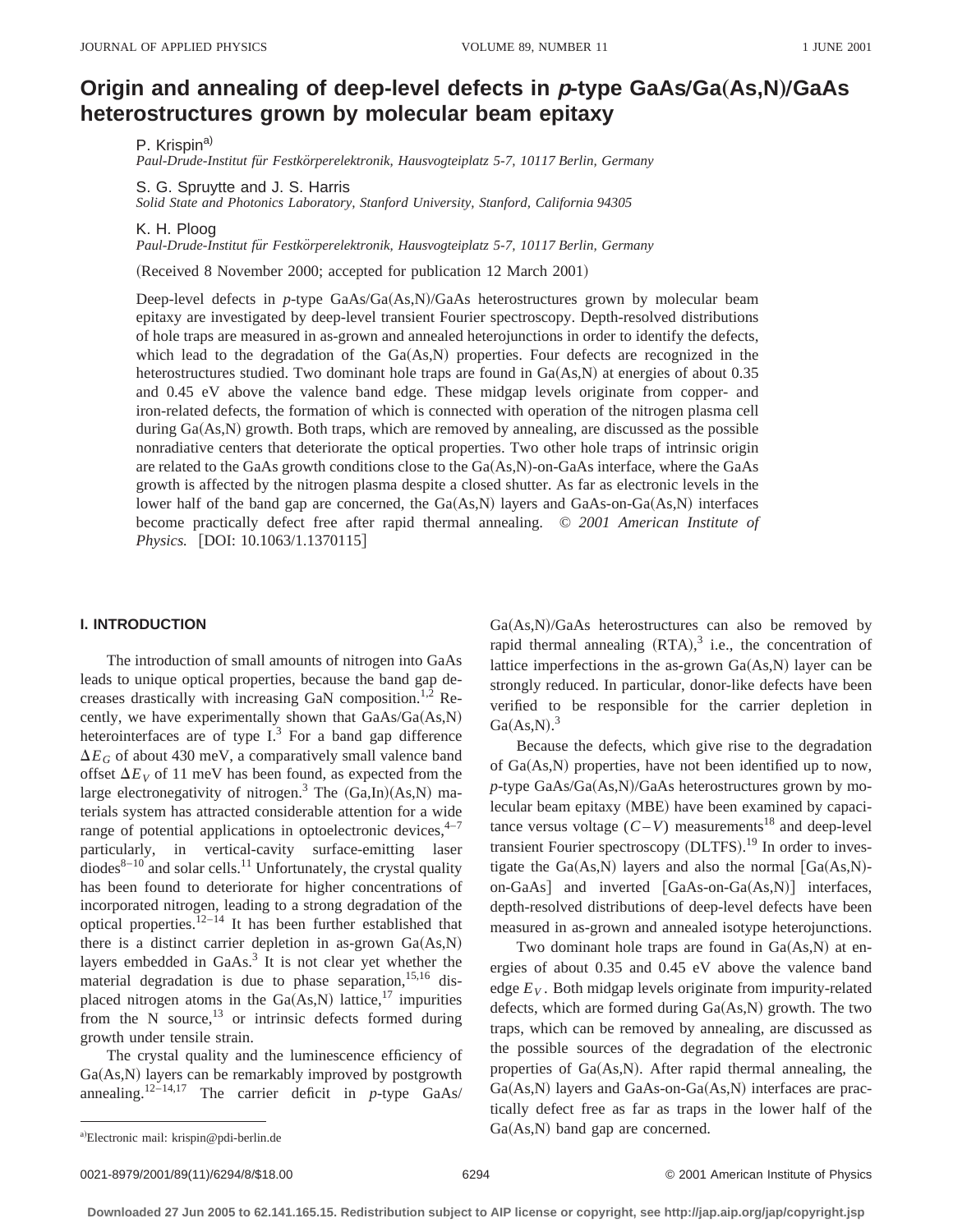# Origin and annealing of deep-level defects in *p*-type GaAs/Ga(As,N)/GaAs heterostructures grown by molecular beam epitaxy

P. Krispin[a]
*Paul-Drude-Institut für Festkörperelektronik, Hausvogteiplatz 5-7, 10117 Berlin, Germany*

S. G. Spruytte and J. S. Harris
*Solid State and Photonics Laboratory, Stanford University, Stanford, California 94305*

K. H. Ploog
*Paul-Drude-Institut für Festkörperelektronik, Hausvogteiplatz 5-7, 10117 Berlin, Germany*

(Received 8 November 2000; accepted for publication 12 March 2001)

Deep-level defects in *p*-type GaAs/Ga(As,N)/GaAs heterostructures grown by molecular beam epitaxy are investigated by deep-level transient Fourier spectroscopy. Depth-resolved distributions of hole traps are measured in as-grown and annealed heterojunctions in order to identify the defects, which lead to the degradation of the Ga(As,N) properties. Four defects are recognized in the heterostructures studied. Two dominant hole traps are found in Ga(As,N) at energies of about 0.35 and 0.45 eV above the valence band edge. These midgap levels originate from copper- and iron-related defects, the formation of which is connected with operation of the nitrogen plasma cell during Ga(As,N) growth. Both traps, which are removed by annealing, are discussed as the possible nonradiative centers that deteriorate the optical properties. Two other hole traps of intrinsic origin are related to the GaAs growth conditions close to the Ga(As,N)-on-GaAs interface, where the GaAs growth is affected by the nitrogen plasma despite a closed shutter. As far as electronic levels in the lower half of the band gap are concerned, the Ga(As,N) layers and GaAs-on-Ga(As,N) interfaces become practically defect free after rapid thermal annealing. © *2001 American Institute of Physics.* [DOI: 10.1063/1.1370115]

## I. INTRODUCTION

The introduction of small amounts of nitrogen into GaAs leads to unique optical properties, because the band gap decreases drastically with increasing GaN composition.[1,2] Recently, we have experimentally shown that GaAs/Ga(As,N) heterointerfaces are of type I.[3] For a band gap difference $\Delta E_G$ of about 430 meV, a comparatively small valence band offset $\Delta E_V$ of 11 meV has been found, as expected from the large electronegativity of nitrogen.[3] The (Ga,In)(As,N) materials system has attracted considerable attention for a wide range of potential applications in optoelectronic devices,[4–7] particularly, in vertical-cavity surface-emitting laser diodes[8–10] and solar cells.[11] Unfortunately, the crystal quality has been found to deteriorate for higher concentrations of incorporated nitrogen, leading to a strong degradation of the optical properties.[12–14] It has been further established that there is a distinct carrier depletion in as-grown Ga(As,N) layers embedded in GaAs.[3] It is not clear yet whether the material degradation is due to phase separation,[15,16] displaced nitrogen atoms in the Ga(As,N) lattice,[17] impurities from the N source,[13] or intrinsic defects formed during growth under tensile strain.

The crystal quality and the luminescence efficiency of Ga(As,N) layers can be remarkably improved by postgrowth annealing.[12–14,17] The carrier deficit in *p*-type GaAs/Ga(As,N)/GaAs heterostructures can also be removed by rapid thermal annealing (RTA),[3] i.e., the concentration of lattice imperfections in the as-grown Ga(As,N) layer can be strongly reduced. In particular, donor-like defects have been verified to be responsible for the carrier depletion in Ga(As,N).[3]

Because the defects, which give rise to the degradation of Ga(As,N) properties, have not been identified up to now, *p*-type GaAs/Ga(As,N)/GaAs heterostructures grown by molecular beam epitaxy (MBE) have been examined by capacitance versus voltage ($C-V$) measurements[18] and deep-level transient Fourier spectroscopy (DLTFS).[19] In order to investigate the Ga(As,N) layers and also the normal [Ga(As,N)-on-GaAs] and inverted [GaAs-on-Ga(As,N)] interfaces, depth-resolved distributions of deep-level defects have been measured in as-grown and annealed isotype heterojunctions.

Two dominant hole traps are found in Ga(As,N) at energies of about 0.35 and 0.45 eV above the valence band edge $E_V$. Both midgap levels originate from impurity-related defects, which are formed during Ga(As,N) growth. The two traps, which can be removed by annealing, are discussed as the possible sources of the degradation of the electronic properties of Ga(As,N). After rapid thermal annealing, the Ga(As,N) layers and GaAs-on-Ga(As,N) interfaces are practically defect free as far as traps in the lower half of the Ga(As,N) band gap are concerned.

[a]Electronic mail: krispin@pdi-berlin.de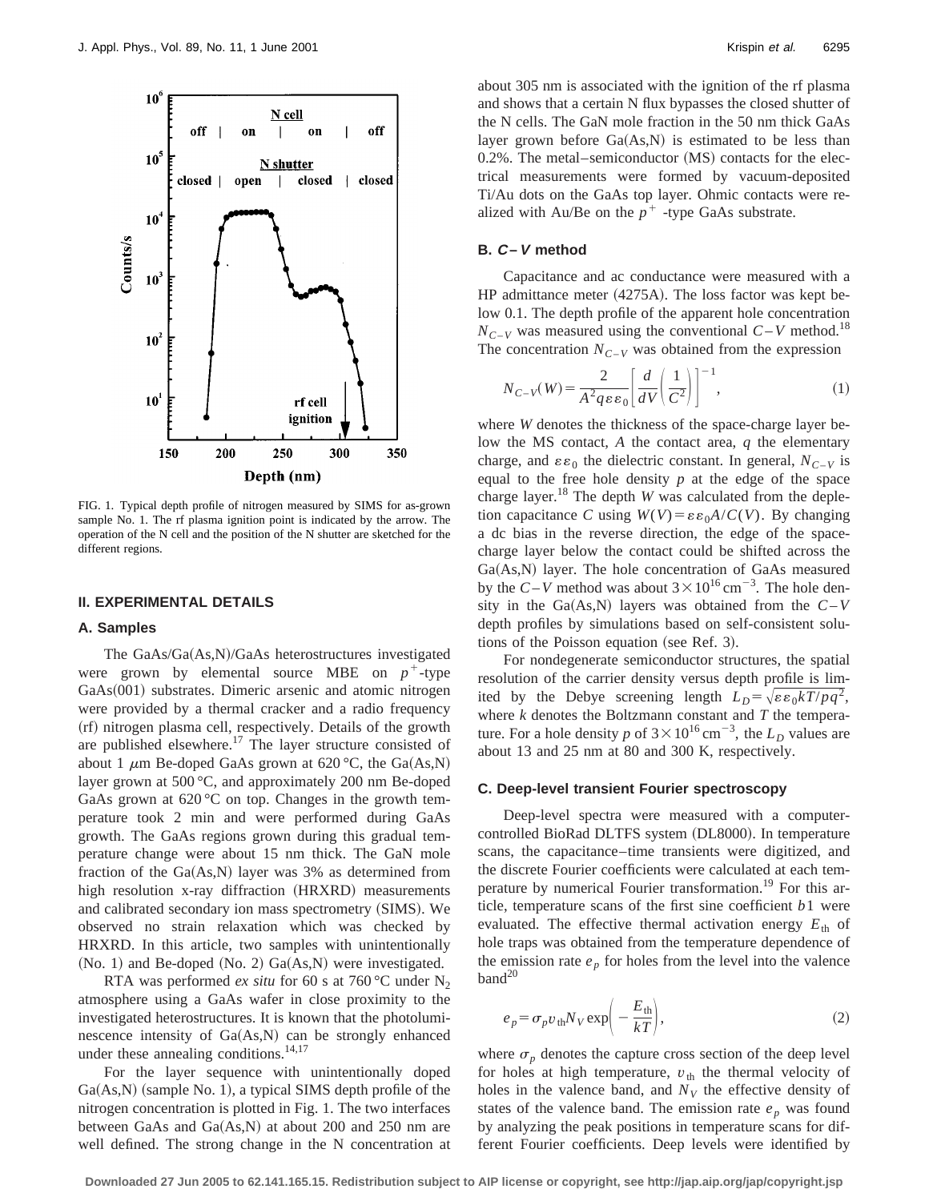FIG. 1. Typical depth profile of nitrogen measured by SIMS for as-grown sample No. 1. The rf plasma ignition point is indicated by the arrow. The operation of the N cell and the position of the N shutter are sketched for the different regions.

## II. EXPERIMENTAL DETAILS

### A. Samples

The GaAs/Ga(As,N)/GaAs heterostructures investigated were grown by elemental source MBE on $p^+$-type GaAs(001) substrates. Dimeric arsenic and atomic nitrogen were provided by a thermal cracker and a radio frequency (rf) nitrogen plasma cell, respectively. Details of the growth are published elsewhere.[17] The layer structure consisted of about 1 $\mu$m Be-doped GaAs grown at 620 °C, the Ga(As,N) layer grown at 500 °C, and approximately 200 nm Be-doped GaAs grown at 620 °C on top. Changes in the growth temperature took 2 min and were performed during GaAs growth. The GaAs regions grown during this gradual temperature change were about 15 nm thick. The GaN mole fraction of the Ga(As,N) layer was 3% as determined from high resolution x-ray diffraction (HRXRD) measurements and calibrated secondary ion mass spectrometry (SIMS). We observed no strain relaxation which was checked by HRXRD. In this article, two samples with unintentionally (No. 1) and Be-doped (No. 2) Ga(As,N) were investigated.

RTA was performed *ex situ* for 60 s at 760 °C under $N_2$ atmosphere using a GaAs wafer in close proximity to the investigated heterostructures. It is known that the photoluminescence intensity of Ga(As,N) can be strongly enhanced under these annealing conditions.[14,17]

For the layer sequence with unintentionally doped Ga(As,N) (sample No. 1), a typical SIMS depth profile of the nitrogen concentration is plotted in Fig. 1. The two interfaces between GaAs and Ga(As,N) at about 200 and 250 nm are well defined. The strong change in the N concentration at about 305 nm is associated with the ignition of the rf plasma and shows that a certain N flux bypasses the closed shutter of the N cells. The GaN mole fraction in the 50 nm thick GaAs layer grown before Ga(As,N) is estimated to be less than 0.2%. The metal–semiconductor (MS) contacts for the electrical measurements were formed by vacuum-deposited Ti/Au dots on the GaAs top layer. Ohmic contacts were realized with Au/Be on the $p^+$-type GaAs substrate.

### B. *C–V* method

Capacitance and ac conductance were measured with a HP admittance meter (4275A). The loss factor was kept below 0.1. The depth profile of the apparent hole concentration $N_{C-V}$ was measured using the conventional $C-V$ method.[18] The concentration $N_{C-V}$ was obtained from the expression

$$N_{C-V}(W) = \frac{2}{A^2 q \varepsilon \varepsilon_0} \left[ \frac{d}{dV} \left( \frac{1}{C^2} \right) \right]^{-1}, \tag{1}$$

where $W$ denotes the thickness of the space-charge layer below the MS contact, $A$ the contact area, $q$ the elementary charge, and $\varepsilon\varepsilon_0$ the dielectric constant. In general, $N_{C-V}$ is equal to the free hole density $p$ at the edge of the space charge layer.[18] The depth $W$ was calculated from the depletion capacitance $C$ using $W(V) = \varepsilon\varepsilon_0 A / C(V)$. By changing a dc bias in the reverse direction, the edge of the space-charge layer below the contact could be shifted across the Ga(As,N) layer. The hole concentration of GaAs measured by the $C-V$ method was about $3 \times 10^{16}\,\mathrm{cm}^{-3}$. The hole density in the Ga(As,N) layers was obtained from the $C-V$ depth profiles by simulations based on self-consistent solutions of the Poisson equation (see Ref. 3).

For nondegenerate semiconductor structures, the spatial resolution of the carrier density versus depth profile is limited by the Debye screening length $L_D = \sqrt{\varepsilon\varepsilon_0 kT / pq^2}$, where $k$ denotes the Boltzmann constant and $T$ the temperature. For a hole density $p$ of $3 \times 10^{16}\,\mathrm{cm}^{-3}$, the $L_D$ values are about 13 and 25 nm at 80 and 300 K, respectively.

### C. Deep-level transient Fourier spectroscopy

Deep-level spectra were measured with a computer-controlled BioRad DLTFS system (DL8000). In temperature scans, the capacitance–time transients were digitized, and the discrete Fourier coefficients were calculated at each temperature by numerical Fourier transformation.[19] For this article, temperature scans of the first sine coefficient $b1$ were evaluated. The effective thermal activation energy $E_{\mathrm{th}}$ of hole traps was obtained from the temperature dependence of the emission rate $e_p$ for holes from the level into the valence band[20]

$$e_p = \sigma_p v_{\mathrm{th}} N_V \exp\left( -\frac{E_{\mathrm{th}}}{kT} \right), \tag{2}$$

where $\sigma_p$ denotes the capture cross section of the deep level for holes at high temperature, $v_{\mathrm{th}}$ the thermal velocity of holes in the valence band, and $N_V$ the effective density of states of the valence band. The emission rate $e_p$ was found by analyzing the peak positions in temperature scans for different Fourier coefficients. Deep levels were identified by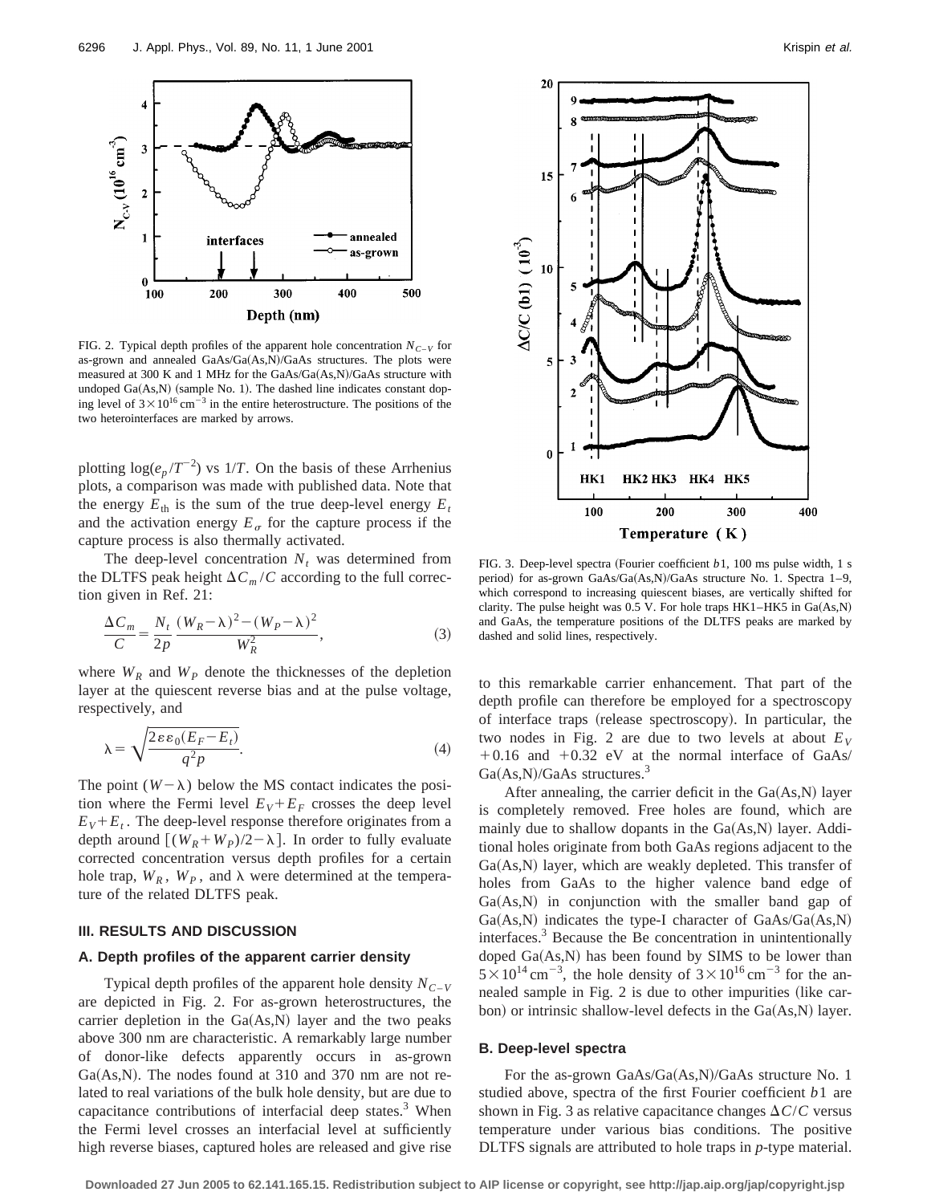FIG. 2. Typical depth profiles of the apparent hole concentration $N_{C-V}$ for as-grown and annealed GaAs/Ga(As,N)/GaAs structures. The plots were measured at 300 K and 1 MHz for the GaAs/Ga(As,N)/GaAs structure with undoped Ga(As,N) (sample No. 1). The dashed line indicates constant doping level of $3\times10^{16}\,\text{cm}^{-3}$ in the entire heterostructure. The positions of the two heterointerfaces are marked by arrows.

plotting $\log(e_p/T^{-2})$ vs $1/T$. On the basis of these Arrhenius plots, a comparison was made with published data. Note that the energy $E_{th}$ is the sum of the true deep-level energy $E_t$ and the activation energy $E_\sigma$ for the capture process if the capture process is also thermally activated.

The deep-level concentration $N_t$ was determined from the DLTFS peak height $\Delta C_m/C$ according to the full correction given in Ref. 21:

$$\frac{\Delta C_m}{C}=\frac{N_t}{2p}\,\frac{(W_R-\lambda)^2-(W_P-\lambda)^2}{W_R^2},\tag{3}$$

where $W_R$ and $W_P$ denote the thicknesses of the depletion layer at the quiescent reverse bias and at the pulse voltage, respectively, and

$$\lambda=\sqrt{\frac{2\varepsilon\varepsilon_0(E_F-E_t)}{q^2p}}.\tag{4}$$

The point $(W-\lambda)$ below the MS contact indicates the position where the Fermi level $E_V+E_F$ crosses the deep level $E_V+E_t$. The deep-level response therefore originates from a depth around $[(W_R+W_P)/2-\lambda]$. In order to fully evaluate corrected concentration versus depth profiles for a certain hole trap, $W_R$, $W_P$, and $\lambda$ were determined at the temperature of the related DLTFS peak.

## III. RESULTS AND DISCUSSION

### A. Depth profiles of the apparent carrier density

Typical depth profiles of the apparent hole density $N_{C-V}$ are depicted in Fig. 2. For as-grown heterostructures, the carrier depletion in the Ga(As,N) layer and the two peaks above 300 nm are characteristic. A remarkably large number of donor-like defects apparently occurs in as-grown Ga(As,N). The nodes found at 310 and 370 nm are not related to real variations of the bulk hole density, but are due to capacitance contributions of interfacial deep states.[3] When the Fermi level crosses an interfacial level at sufficiently high reverse biases, captured holes are released and give rise to this remarkable carrier enhancement. That part of the depth profile can therefore be employed for a spectroscopy of interface traps (release spectroscopy). In particular, the two nodes in Fig. 2 are due to two levels at about $E_V+0.16$ and $+0.32$ eV at the normal interface of GaAs/Ga(As,N)/GaAs structures.[3]

After annealing, the carrier deficit in the Ga(As,N) layer is completely removed. Free holes are found, which are mainly due to shallow dopants in the Ga(As,N) layer. Additional holes originate from both GaAs regions adjacent to the Ga(As,N) layer, which are weakly depleted. This transfer of holes from GaAs to the higher valence band edge of Ga(As,N) in conjunction with the smaller band gap of Ga(As,N) indicates the type-I character of GaAs/Ga(As,N) interfaces.[3] Because the Be concentration in unintentionally doped Ga(As,N) has been found by SIMS to be lower than $5\times10^{14}\,\text{cm}^{-3}$, the hole density of $3\times10^{16}\,\text{cm}^{-3}$ for the annealed sample in Fig. 2 is due to other impurities (like carbon) or intrinsic shallow-level defects in the Ga(As,N) layer.

FIG. 3. Deep-level spectra (Fourier coefficient $b1$, 100 ms pulse width, 1 s period) for as-grown GaAs/Ga(As,N)/GaAs structure No. 1. Spectra 1–9, which correspond to increasing quiescent biases, are vertically shifted for clarity. The pulse height was 0.5 V. For hole traps HK1–HK5 in Ga(As,N) and GaAs, the temperature positions of the DLTFS peaks are marked by dashed and solid lines, respectively.

### B. Deep-level spectra

For the as-grown GaAs/Ga(As,N)/GaAs structure No. 1 studied above, spectra of the first Fourier coefficient $b1$ are shown in Fig. 3 as relative capacitance changes $\Delta C/C$ versus temperature under various bias conditions. The positive DLTFS signals are attributed to hole traps in $p$-type material.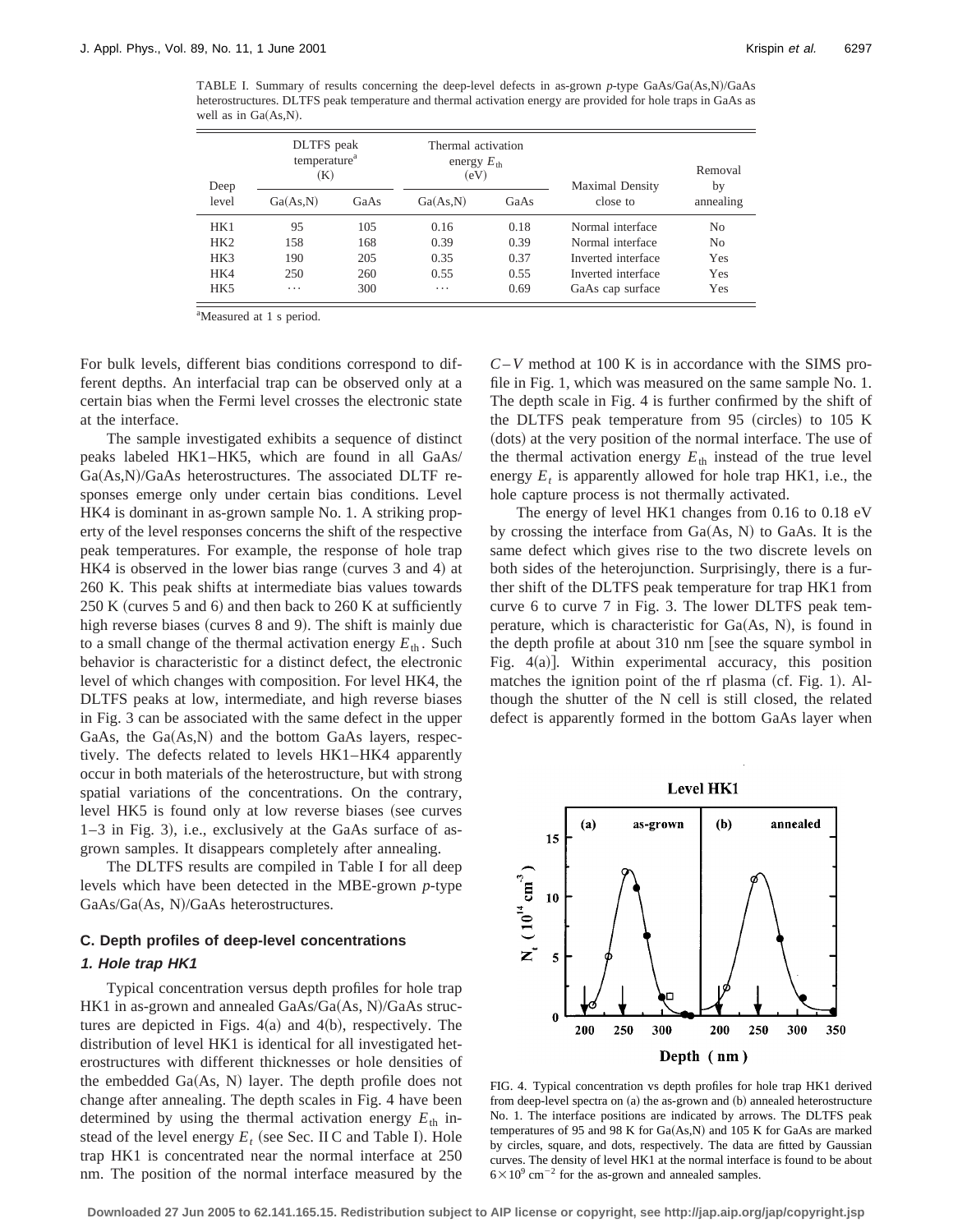TABLE I. Summary of results concerning the deep-level defects in as-grown *p*-type GaAs/Ga(As,N)/GaAs heterostructures. DLTFS peak temperature and thermal activation energy are provided for hole traps in GaAs as well as in Ga(As,N).

| Deep level | DLTFS peak temperature[a] (K) | | Thermal activation energy $E_{th}$ (eV) | | Maximal Density close to | Removal by annealing |
|---|---|---|---|---|---|---|
| | Ga(As,N) | GaAs | Ga(As,N) | GaAs | | |
| HK1 | 95 | 105 | 0.16 | 0.18 | Normal interface | No |
| HK2 | 158 | 168 | 0.39 | 0.39 | Normal interface | No |
| HK3 | 190 | 205 | 0.35 | 0.37 | Inverted interface | Yes |
| HK4 | 250 | 260 | 0.55 | 0.55 | Inverted interface | Yes |
| HK5 | ⋯ | 300 | ⋯ | 0.69 | GaAs cap surface | Yes |

[a]Measured at 1 s period.

For bulk levels, different bias conditions correspond to different depths. An interfacial trap can be observed only at a certain bias when the Fermi level crosses the electronic state at the interface.

The sample investigated exhibits a sequence of distinct peaks labeled HK1–HK5, which are found in all GaAs/Ga(As,N)/GaAs heterostructures. The associated DLTF responses emerge only under certain bias conditions. Level HK4 is dominant in as-grown sample No. 1. A striking property of the level responses concerns the shift of the respective peak temperatures. For example, the response of hole trap HK4 is observed in the lower bias range (curves 3 and 4) at 260 K. This peak shifts at intermediate bias values towards 250 K (curves 5 and 6) and then back to 260 K at sufficiently high reverse biases (curves 8 and 9). The shift is mainly due to a small change of the thermal activation energy $E_{th}$. Such behavior is characteristic for a distinct defect, the electronic level of which changes with composition. For level HK4, the DLTFS peaks at low, intermediate, and high reverse biases in Fig. 3 can be associated with the same defect in the upper GaAs, the Ga(As,N) and the bottom GaAs layers, respectively. The defects related to levels HK1–HK4 apparently occur in both materials of the heterostructure, but with strong spatial variations of the concentrations. On the contrary, level HK5 is found only at low reverse biases (see curves 1–3 in Fig. 3), i.e., exclusively at the GaAs surface of as-grown samples. It disappears completely after annealing.

The DLTFS results are compiled in Table I for all deep levels which have been detected in the MBE-grown *p*-type GaAs/Ga(As, N)/GaAs heterostructures.

### C. Depth profiles of deep-level concentrations

#### *1. Hole trap HK1*

Typical concentration versus depth profiles for hole trap HK1 in as-grown and annealed GaAs/Ga(As, N)/GaAs structures are depicted in Figs. 4(a) and 4(b), respectively. The distribution of level HK1 is identical for all investigated heterostructures with different thicknesses or hole densities of the embedded Ga(As, N) layer. The depth profile does not change after annealing. The depth scales in Fig. 4 have been determined by using the thermal activation energy $E_{th}$ instead of the level energy $E_t$ (see Sec. II C and Table I). Hole trap HK1 is concentrated near the normal interface at 250 nm. The position of the normal interface measured by the $C–V$ method at 100 K is in accordance with the SIMS profile in Fig. 1, which was measured on the same sample No. 1. The depth scale in Fig. 4 is further confirmed by the shift of the DLTFS peak temperature from 95 (circles) to 105 K (dots) at the very position of the normal interface. The use of the thermal activation energy $E_{th}$ instead of the true level energy $E_t$ is apparently allowed for hole trap HK1, i.e., the hole capture process is not thermally activated.

The energy of level HK1 changes from 0.16 to 0.18 eV by crossing the interface from Ga(As, N) to GaAs. It is the same defect which gives rise to the two discrete levels on both sides of the heterojunction. Surprisingly, there is a further shift of the DLTFS peak temperature for trap HK1 from curve 6 to curve 7 in Fig. 3. The lower DLTFS peak temperature, which is characteristic for Ga(As, N), is found in the depth profile at about 310 nm [see the square symbol in Fig. 4(a)]. Within experimental accuracy, this position matches the ignition point of the rf plasma (cf. Fig. 1). Although the shutter of the N cell is still closed, the related defect is apparently formed in the bottom GaAs layer when

FIG. 4. Typical concentration vs depth profiles for hole trap HK1 derived from deep-level spectra on (a) the as-grown and (b) annealed heterostructure No. 1. The interface positions are indicated by arrows. The DLTFS peak temperatures of 95 and 98 K for Ga(As,N) and 105 K for GaAs are marked by circles, square, and dots, respectively. The data are fitted by Gaussian curves. The density of level HK1 at the normal interface is found to be about $6\times10^{9}$ cm$^{-2}$ for the as-grown and annealed samples.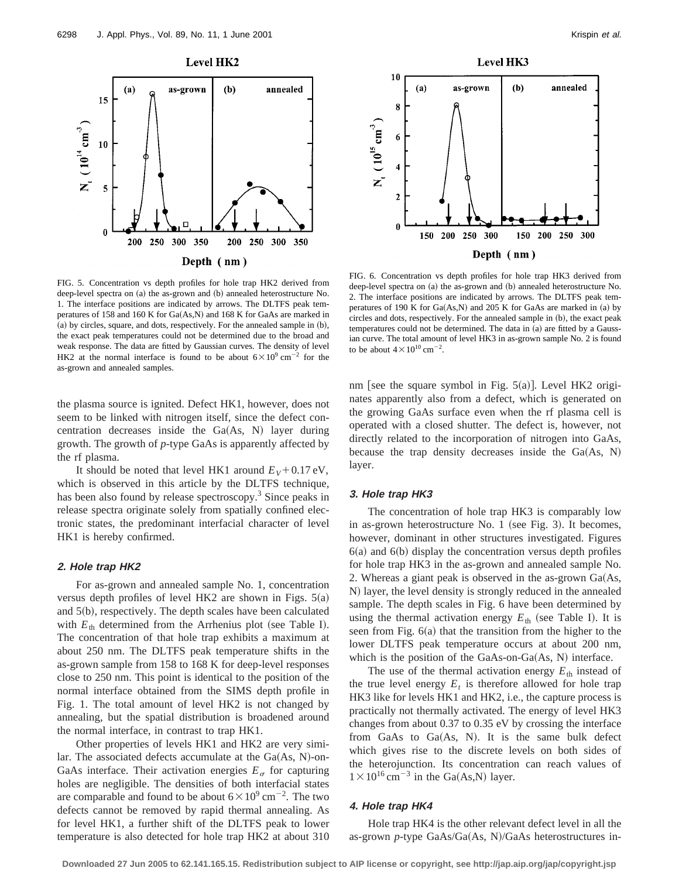FIG. 5. Concentration vs depth profiles for hole trap HK2 derived from deep-level spectra on (a) the as-grown and (b) annealed heterostructure No. 1. The interface positions are indicated by arrows. The DLTFS peak temperatures of 158 and 160 K for Ga(As,N) and 168 K for GaAs are marked in (a) by circles, square, and dots, respectively. For the annealed sample in (b), the exact peak temperatures could not be determined due to the broad and weak response. The data are fitted by Gaussian curves. The density of level HK2 at the normal interface is found to be about $6\times10^{9}\,\mathrm{cm}^{-2}$ for the as-grown and annealed samples.

FIG. 6. Concentration vs depth profiles for hole trap HK3 derived from deep-level spectra on (a) the as-grown and (b) annealed heterostructure No. 2. The interface positions are indicated by arrows. The DLTFS peak temperatures of 190 K for Ga(As,N) and 205 K for GaAs are marked in (a) by circles and dots, respectively. For the annealed sample in (b), the exact peak temperatures could not be determined. The data in (a) are fitted by a Gaussian curve. The total amount of level HK3 in as-grown sample No. 2 is found to be about $4\times10^{10}\,\mathrm{cm}^{-2}$.

the plasma source is ignited. Defect HK1, however, does not seem to be linked with nitrogen itself, since the defect concentration decreases inside the Ga(As, N) layer during growth. The growth of *p*-type GaAs is apparently affected by the rf plasma.

It should be noted that level HK1 around $E_V+0.17\,\mathrm{eV}$, which is observed in this article by the DLTFS technique, has been also found by release spectroscopy.[3] Since peaks in release spectra originate solely from spatially confined electronic states, the predominant interfacial character of level HK1 is hereby confirmed.

### 2. Hole trap HK2

For as-grown and annealed sample No. 1, concentration versus depth profiles of level HK2 are shown in Figs. 5(a) and 5(b), respectively. The depth scales have been calculated with $E_{\mathrm{th}}$ determined from the Arrhenius plot (see Table I). The concentration of that hole trap exhibits a maximum at about 250 nm. The DLTFS peak temperature shifts in the as-grown sample from 158 to 168 K for deep-level responses close to 250 nm. This point is identical to the position of the normal interface obtained from the SIMS depth profile in Fig. 1. The total amount of level HK2 is not changed by annealing, but the spatial distribution is broadened around the normal interface, in contrast to trap HK1.

Other properties of levels HK1 and HK2 are very similar. The associated defects accumulate at the Ga(As, N)-on-GaAs interface. Their activation energies $E_\sigma$ for capturing holes are negligible. The densities of both interfacial states are comparable and found to be about $6\times10^{9}\,\mathrm{cm}^{-2}$. The two defects cannot be removed by rapid thermal annealing. As for level HK1, a further shift of the DLTFS peak to lower temperature is also detected for hole trap HK2 at about 310 nm [see the square symbol in Fig. 5(a)]. Level HK2 originates apparently also from a defect, which is generated on the growing GaAs surface even when the rf plasma cell is operated with a closed shutter. The defect is, however, not directly related to the incorporation of nitrogen into GaAs, because the trap density decreases inside the Ga(As, N) layer.

### 3. Hole trap HK3

The concentration of hole trap HK3 is comparably low in as-grown heterostructure No. 1 (see Fig. 3). It becomes, however, dominant in other structures investigated. Figures 6(a) and 6(b) display the concentration versus depth profiles for hole trap HK3 in the as-grown and annealed sample No. 2. Whereas a giant peak is observed in the as-grown Ga(As, N) layer, the level density is strongly reduced in the annealed sample. The depth scales in Fig. 6 have been determined by using the thermal activation energy $E_{\mathrm{th}}$ (see Table I). It is seen from Fig. 6(a) that the transition from the higher to the lower DLTFS peak temperature occurs at about 200 nm, which is the position of the GaAs-on-Ga(As, N) interface.

The use of the thermal activation energy $E_{\mathrm{th}}$ instead of the true level energy $E_t$ is therefore allowed for hole trap HK3 like for levels HK1 and HK2, i.e., the capture process is practically not thermally activated. The energy of level HK3 changes from about 0.37 to 0.35 eV by crossing the interface from GaAs to Ga(As, N). It is the same bulk defect which gives rise to the discrete levels on both sides of the heterojunction. Its concentration can reach values of $1\times10^{16}\,\mathrm{cm}^{-3}$ in the Ga(As,N) layer.

### 4. Hole trap HK4

Hole trap HK4 is the other relevant defect level in all the as-grown *p*-type GaAs/Ga(As, N)/GaAs heterostructures in-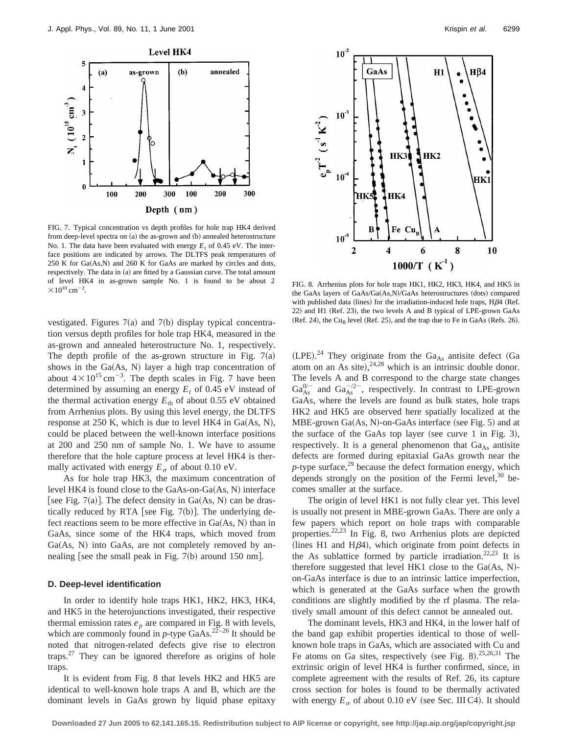FIG. 7. Typical concentration vs depth profiles for hole trap HK4 derived from deep-level spectra on (a) the as-grown and (b) annealed heterostructure No. 1. The data have been evaluated with energy $E_t$ of 0.45 eV. The interface positions are indicated by arrows. The DLTFS peak temperatures of 250 K for Ga(As,N) and 260 K for GaAs are marked by circles and dots, respectively. The data in (a) are fitted by a Gaussian curve. The total amount of level HK4 in as-grown sample No. 1 is found to be about $2 \times 10^{10}\,\mathrm{cm}^{-2}$.

FIG. 8. Arrhenius plots for hole traps HK1, HK2, HK3, HK4, and HK5 in the GaAs layers of GaAs/Ga(As,N)/GaAs heterostructures (dots) compared with published data (lines) for the irradiation-induced hole traps, H$\beta$4 (Ref. 22) and H1 (Ref. 23), the two levels A and B typical of LPE-grown GaAs (Ref. 24), the $\mathrm{Cu_B}$ level (Ref. 25), and the trap due to Fe in GaAs (Refs. 26).

vestigated. Figures 7(a) and 7(b) display typical concentration versus depth profiles for hole trap HK4, measured in the as-grown and annealed heterostructure No. 1, respectively. The depth profile of the as-grown structure in Fig. 7(a) shows in the Ga(As, N) layer a high trap concentration of about $4 \times 10^{15}\,\mathrm{cm}^{-3}$. The depth scales in Fig. 7 have been determined by assuming an energy $E_t$ of 0.45 eV instead of the thermal activation energy $E_{\mathrm{th}}$ of about 0.55 eV obtained from Arrhenius plots. By using this level energy, the DLTFS response at 250 K, which is due to level HK4 in Ga(As, N), could be placed between the well-known interface positions at 200 and 250 nm of sample No. 1. We have to assume therefore that the hole capture process at level HK4 is thermally activated with energy $E_\sigma$ of about 0.10 eV.

As for hole trap HK3, the maximum concentration of level HK4 is found close to the GaAs-on-Ga(As, N) interface [see Fig. 7(a)]. The defect density in Ga(As, N) can be drastically reduced by RTA [see Fig. 7(b)]. The underlying defect reactions seem to be more effective in Ga(As, N) than in GaAs, since some of the HK4 traps, which moved from Ga(As, N) into GaAs, are not completely removed by annealing [see the small peak in Fig. 7(b) around 150 nm].

### D. Deep-level identification

In order to identify hole traps HK1, HK2, HK3, HK4, and HK5 in the heterojunctions investigated, their respective thermal emission rates $e_p$ are compared in Fig. 8 with levels, which are commonly found in *p*-type GaAs.[22–26] It should be noted that nitrogen-related defects give rise to electron traps.[27] They can be ignored therefore as origins of hole traps.

It is evident from Fig. 8 that levels HK2 and HK5 are identical to well-known hole traps A and B, which are the dominant levels in GaAs grown by liquid phase epitaxy (LPE).[24] They originate from the $\mathrm{Ga_{As}}$ antisite defect (Ga atom on an As site),[24,28] which is an intrinsic double donor. The levels A and B correspond to the charge state changes $\mathrm{Ga_{As}^{0/-}}$ and $\mathrm{Ga_{As}^{-/2-}}$, respectively. In contrast to LPE-grown GaAs, where the levels are found as bulk states, hole traps HK2 and HK5 are observed here spatially localized at the MBE-grown Ga(As, N)-on-GaAs interface (see Fig. 5) and at the surface of the GaAs top layer (see curve 1 in Fig. 3), respectively. It is a general phenomenon that $\mathrm{Ga_{As}}$ antisite defects are formed during epitaxial GaAs growth near the *p*-type surface,[29] because the defect formation energy, which depends strongly on the position of the Fermi level,[30] becomes smaller at the surface.

The origin of level HK1 is not fully clear yet. This level is usually not present in MBE-grown GaAs. There are only a few papers which report on hole traps with comparable properties.[22,23] In Fig. 8, two Arrhenius plots are depicted (lines H1 and H$\beta$4), which originate from point defects in the As sublattice formed by particle irradiation.[22,23] It is therefore suggested that level HK1 close to the Ga(As, N)-on-GaAs interface is due to an intrinsic lattice imperfection, which is generated at the GaAs surface when the growth conditions are slightly modified by the rf plasma. The relatively small amount of this defect cannot be annealed out.

The dominant levels, HK3 and HK4, in the lower half of the band gap exhibit properties identical to those of well-known hole traps in GaAs, which are associated with Cu and Fe atoms on Ga sites, respectively (see Fig. 8).[25,26,31] The extrinsic origin of level HK4 is further confirmed, since, in complete agreement with the results of Ref. 26, its capture cross section for holes is found to be thermally activated with energy $E_\sigma$ of about 0.10 eV (see Sec. III C4). It should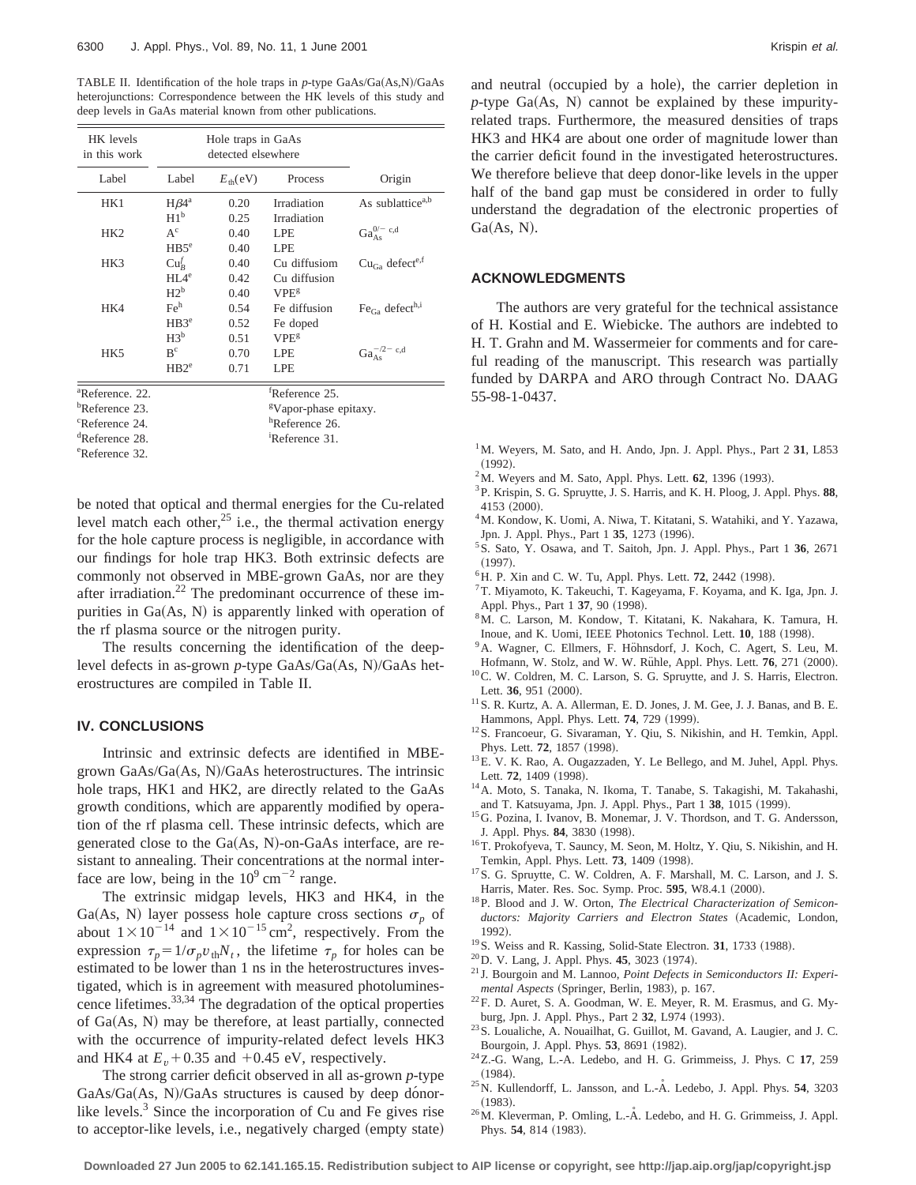TABLE II. Identification of the hole traps in *p*-type GaAs/Ga(As,N)/GaAs heterojunctions: Correspondence between the HK levels of this study and deep levels in GaAs material known from other publications.

| HK levels in this work | Hole traps in GaAs detected elsewhere | | | |
|---|---|---|---|---|
| Label | Label | $E_{th}$(eV) | Process | Origin |
| HK1 | $H\beta4$[a] | 0.20 | Irradiation | As sublattice[a,b] |
| | H1[b] | 0.25 | Irradiation | |
| HK2 | A[c] | 0.40 | LPE | $Ga_{As}^{0/-}$ [c,d] |
| | HB5[e] | 0.40 | LPE | |
| HK3 | $Cu_B^f$ | 0.40 | Cu diffusiom | $Cu_{Ga}$ defect[e,f] |
| | HL4[e] | 0.42 | Cu diffusion | |
| | H2[b] | 0.40 | VPE[g] | |
| HK4 | Fe[h] | 0.54 | Fe diffusion | $Fe_{Ga}$ defect[h,i] |
| | HB3[e] | 0.52 | Fe doped | |
| | H3[b] | 0.51 | VPE[g] | |
| HK5 | B[c] | 0.70 | LPE | $Ga_{As}^{-/2-}$ [c,d] |
| | HB2[e] | 0.71 | LPE | |

[a]Reference. 22.
[b]Reference 23.
[c]Reference 24.
[d]Reference 28.
[e]Reference 32.
[f]Reference 25.
[g]Vapor-phase epitaxy.
[h]Reference 26.
[i]Reference 31.

be noted that optical and thermal energies for the Cu-related level match each other,[25] i.e., the thermal activation energy for the hole capture process is negligible, in accordance with our findings for hole trap HK3. Both extrinsic defects are commonly not observed in MBE-grown GaAs, nor are they after irradiation.[22] The predominant occurrence of these impurities in Ga(As, N) is apparently linked with operation of the rf plasma source or the nitrogen purity.

The results concerning the identification of the deep-level defects in as-grown *p*-type GaAs/Ga(As, N)/GaAs heterostructures are compiled in Table II.

## IV. CONCLUSIONS

Intrinsic and extrinsic defects are identified in MBE-grown GaAs/Ga(As, N)/GaAs heterostructures. The intrinsic hole traps, HK1 and HK2, are directly related to the GaAs growth conditions, which are apparently modified by operation of the rf plasma cell. These intrinsic defects, which are generated close to the Ga(As, N)-on-GaAs interface, are resistant to annealing. Their concentrations at the normal interface are low, being in the $10^9\,\mathrm{cm}^{-2}$ range.

The extrinsic midgap levels, HK3 and HK4, in the Ga(As, N) layer possess hole capture cross sections $\sigma_p$ of about $1\times10^{-14}$ and $1\times10^{-15}\,\mathrm{cm}^2$, respectively. From the expression $\tau_p = 1/\sigma_p v_{th} N_t$, the lifetime $\tau_p$ for holes can be estimated to be lower than 1 ns in the heterostructures investigated, which is in agreement with measured photoluminescence lifetimes.[33,34] The degradation of the optical properties of Ga(As, N) may be therefore, at least partially, connected with the occurrence of impurity-related defect levels HK3 and HK4 at $E_v + 0.35$ and $+0.45$ eV, respectively.

The strong carrier deficit observed in all as-grown *p*-type GaAs/Ga(As, N)/GaAs structures is caused by deep dónor-like levels.[3] Since the incorporation of Cu and Fe gives rise to acceptor-like levels, i.e., negatively charged (empty state) and neutral (occupied by a hole), the carrier depletion in *p*-type Ga(As, N) cannot be explained by these impurity-related traps. Furthermore, the measured densities of traps HK3 and HK4 are about one order of magnitude lower than the carrier deficit found in the investigated heterostructures. We therefore believe that deep donor-like levels in the upper half of the band gap must be considered in order to fully understand the degradation of the electronic properties of Ga(As, N).

## ACKNOWLEDGMENTS

The authors are very grateful for the technical assistance of H. Kostial and E. Wiebicke. The authors are indebted to H. T. Grahn and M. Wassermeier for comments and for careful reading of the manuscript. This research was partially funded by DARPA and ARO through Contract No. DAAG 55-98-1-0437.

[1] M. Weyers, M. Sato, and H. Ando, Jpn. J. Appl. Phys., Part 2 **31**, L853 (1992).
[2] M. Weyers and M. Sato, Appl. Phys. Lett. **62**, 1396 (1993).
[3] P. Krispin, S. G. Spruytte, J. S. Harris, and K. H. Ploog, J. Appl. Phys. **88**, 4153 (2000).
[4] M. Kondow, K. Uomi, A. Niwa, T. Kitatani, S. Watahiki, and Y. Yazawa, Jpn. J. Appl. Phys., Part 1 **35**, 1273 (1996).
[5] S. Sato, Y. Osawa, and T. Saitoh, Jpn. J. Appl. Phys., Part 1 **36**, 2671 (1997).
[6] H. P. Xin and C. W. Tu, Appl. Phys. Lett. **72**, 2442 (1998).
[7] T. Miyamoto, K. Takeuchi, T. Kageyama, F. Koyama, and K. Iga, Jpn. J. Appl. Phys., Part 1 **37**, 90 (1998).
[8] M. C. Larson, M. Kondow, T. Kitatani, K. Nakahara, K. Tamura, H. Inoue, and K. Uomi, IEEE Photonics Technol. Lett. **10**, 188 (1998).
[9] A. Wagner, C. Ellmers, F. Höhnsdorf, J. Koch, C. Agert, S. Leu, M. Hofmann, W. Stolz, and W. W. Rühle, Appl. Phys. Lett. **76**, 271 (2000).
[10] C. W. Coldren, M. C. Larson, S. G. Spruytte, and J. S. Harris, Electron. Lett. **36**, 951 (2000).
[11] S. R. Kurtz, A. A. Allerman, E. D. Jones, J. M. Gee, J. J. Banas, and B. E. Hammons, Appl. Phys. Lett. **74**, 729 (1999).
[12] S. Francoeur, G. Sivaraman, Y. Qiu, S. Nikishin, and H. Temkin, Appl. Phys. Lett. **72**, 1857 (1998).
[13] E. V. K. Rao, A. Ougazzaden, Y. Le Bellego, and M. Juhel, Appl. Phys. Lett. **72**, 1409 (1998).
[14] A. Moto, S. Tanaka, N. Ikoma, T. Tanabe, S. Takagishi, M. Takahashi, and T. Katsuyama, Jpn. J. Appl. Phys., Part 1 **38**, 1015 (1999).
[15] G. Pozina, I. Ivanov, B. Monemar, J. V. Thordson, and T. G. Andersson, J. Appl. Phys. **84**, 3830 (1998).
[16] T. Prokofyeva, T. Sauncy, M. Seon, M. Holtz, Y. Qiu, S. Nikishin, and H. Temkin, Appl. Phys. Lett. **73**, 1409 (1998).
[17] S. G. Spruytte, C. W. Coldren, A. F. Marshall, M. C. Larson, and J. S. Harris, Mater. Res. Soc. Symp. Proc. **595**, W8.4.1 (2000).
[18] P. Blood and J. W. Orton, *The Electrical Characterization of Semiconductors: Majority Carriers and Electron States* (Academic, London, 1992).
[19] S. Weiss and R. Kassing, Solid-State Electron. **31**, 1733 (1988).
[20] D. V. Lang, J. Appl. Phys. **45**, 3023 (1974).
[21] J. Bourgoin and M. Lannoo, *Point Defects in Semiconductors II: Experimental Aspects* (Springer, Berlin, 1983), p. 167.
[22] F. D. Auret, S. A. Goodman, W. E. Meyer, R. M. Erasmus, and G. Myburg, Jpn. J. Appl. Phys., Part 2 **32**, L974 (1993).
[23] S. Loualiche, A. Nouailhat, G. Guillot, M. Gavand, A. Laugier, and J. C. Bourgoin, J. Appl. Phys. **53**, 8691 (1982).
[24] Z.-G. Wang, L.-A. Ledebo, and H. G. Grimmeiss, J. Phys. C **17**, 259 (1984).
[25] N. Kullendorff, L. Jansson, and L.-Å. Ledebo, J. Appl. Phys. **54**, 3203 (1983).
[26] M. Kleverman, P. Omling, L.-Å. Ledebo, and H. G. Grimmeiss, J. Appl. Phys. **54**, 814 (1983).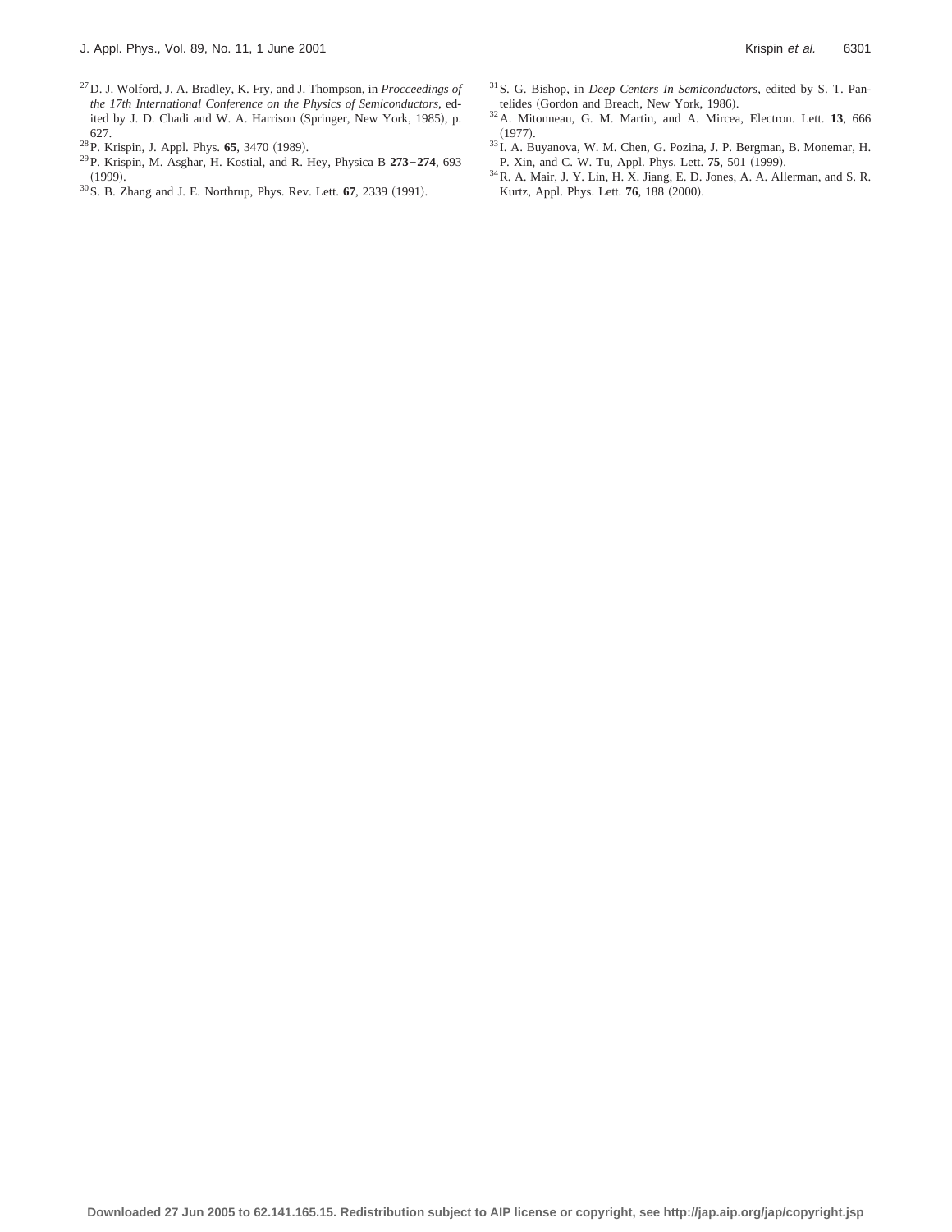[27] D. J. Wolford, J. A. Bradley, K. Fry, and J. Thompson, in *Procceedings of the 17th International Conference on the Physics of Semiconductors*, edited by J. D. Chadi and W. A. Harrison (Springer, New York, 1985), p. 627.

[28] P. Krispin, J. Appl. Phys. **65**, 3470 (1989).

[29] P. Krispin, M. Asghar, H. Kostial, and R. Hey, Physica B **273–274**, 693 (1999).

[30] S. B. Zhang and J. E. Northrup, Phys. Rev. Lett. **67**, 2339 (1991).

[31] S. G. Bishop, in *Deep Centers In Semiconductors*, edited by S. T. Pantelides (Gordon and Breach, New York, 1986).

[32] A. Mitonneau, G. M. Martin, and A. Mircea, Electron. Lett. **13**, 666 (1977).

[33] I. A. Buyanova, W. M. Chen, G. Pozina, J. P. Bergman, B. Monemar, H. P. Xin, and C. W. Tu, Appl. Phys. Lett. **75**, 501 (1999).

[34] R. A. Mair, J. Y. Lin, H. X. Jiang, E. D. Jones, A. A. Allerman, and S. R. Kurtz, Appl. Phys. Lett. **76**, 188 (2000).